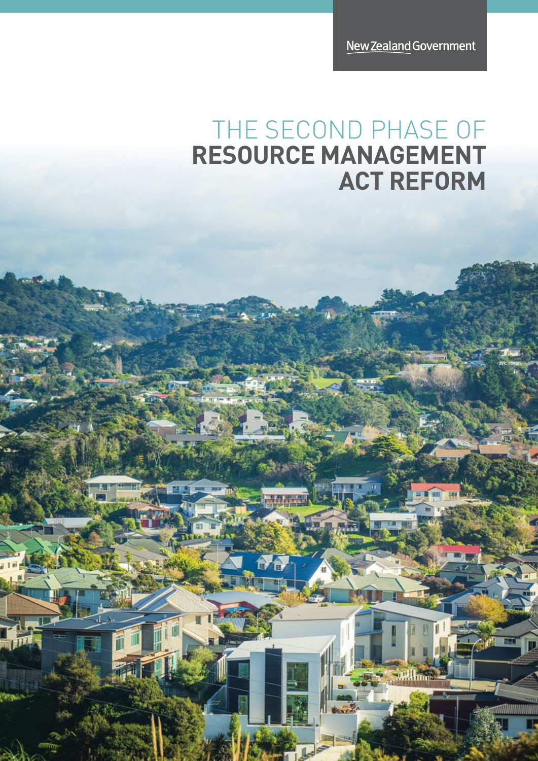New Zealand Government

# THE SECOND PHASE OF RESOURCE MANAGEMENT ACT REFORM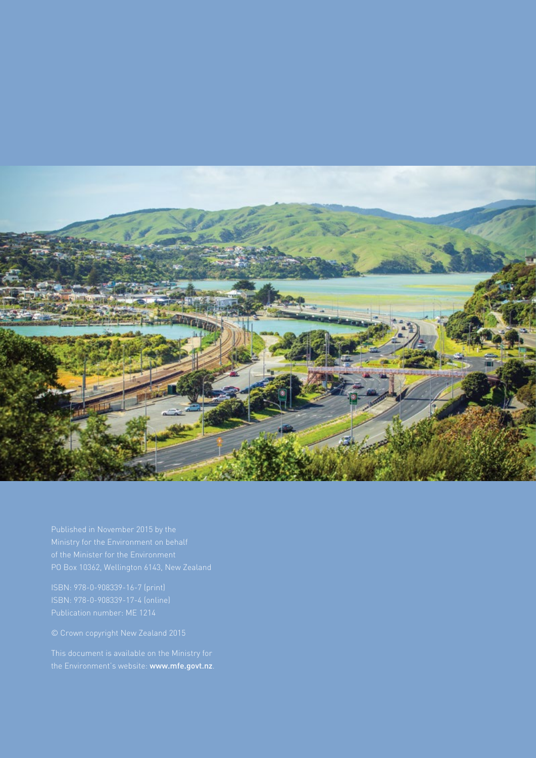Published in November 2015 by the
Ministry for the Environment on behalf
of the Minister for the Environment
PO Box 10362, Wellington 6143, New Zealand

ISBN: 978-0-908339-16-7 (print)
ISBN: 978-0-908339-17-4 (online)
Publication number: ME 1214

© Crown copyright New Zealand 2015

This document is available on the Ministry for
the Environment's website: **www.mfe.govt.nz**.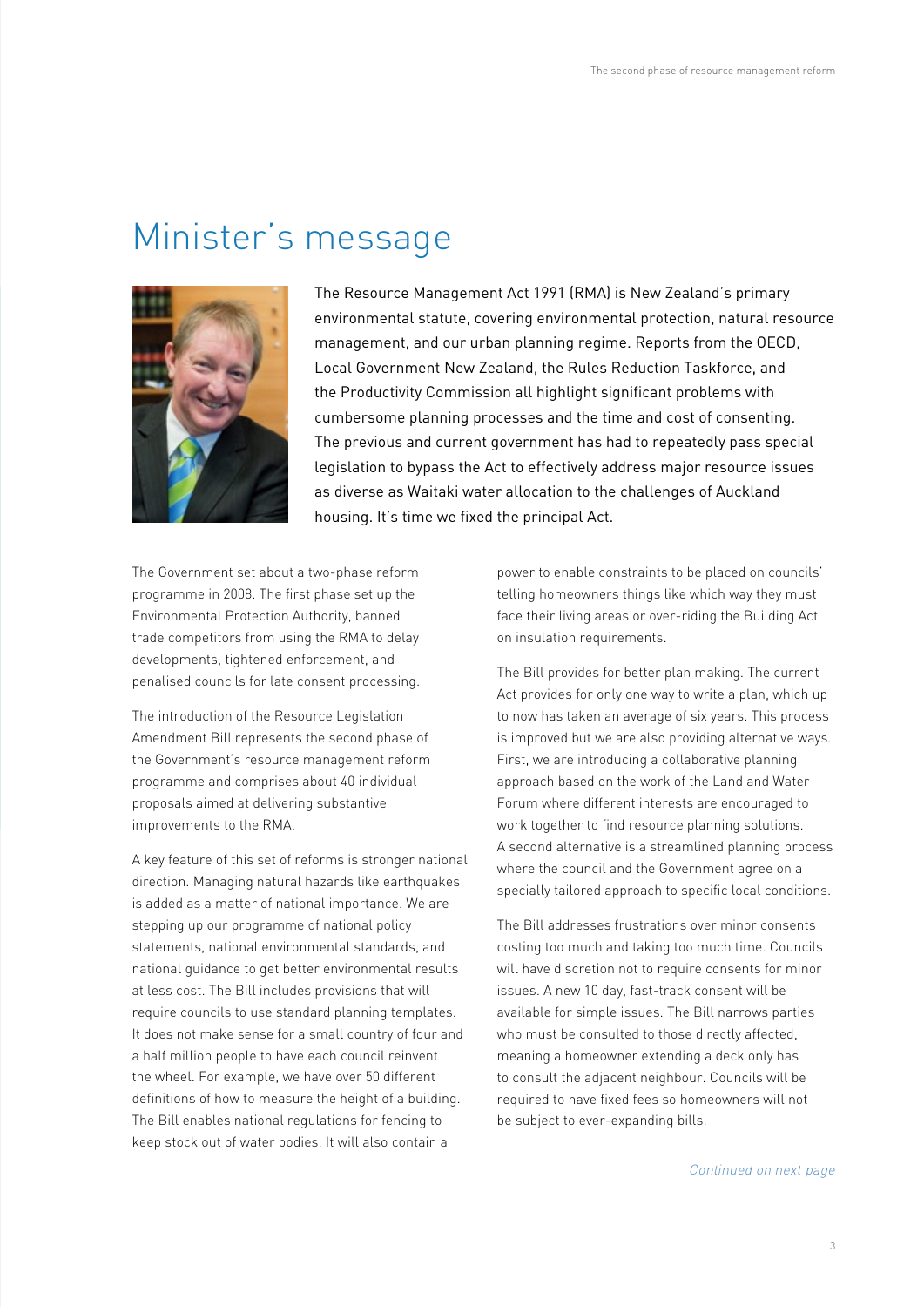# Minister's message

The Resource Management Act 1991 (RMA) is New Zealand's primary environmental statute, covering environmental protection, natural resource management, and our urban planning regime. Reports from the OECD, Local Government New Zealand, the Rules Reduction Taskforce, and the Productivity Commission all highlight significant problems with cumbersome planning processes and the time and cost of consenting. The previous and current government has had to repeatedly pass special legislation to bypass the Act to effectively address major resource issues as diverse as Waitaki water allocation to the challenges of Auckland housing. It's time we fixed the principal Act.

The Government set about a two-phase reform programme in 2008. The first phase set up the Environmental Protection Authority, banned trade competitors from using the RMA to delay developments, tightened enforcement, and penalised councils for late consent processing.

The introduction of the Resource Legislation Amendment Bill represents the second phase of the Government's resource management reform programme and comprises about 40 individual proposals aimed at delivering substantive improvements to the RMA.

A key feature of this set of reforms is stronger national direction. Managing natural hazards like earthquakes is added as a matter of national importance. We are stepping up our programme of national policy statements, national environmental standards, and national guidance to get better environmental results at less cost. The Bill includes provisions that will require councils to use standard planning templates. It does not make sense for a small country of four and a half million people to have each council reinvent the wheel. For example, we have over 50 different definitions of how to measure the height of a building. The Bill enables national regulations for fencing to keep stock out of water bodies. It will also contain a power to enable constraints to be placed on councils' telling homeowners things like which way they must face their living areas or over-riding the Building Act on insulation requirements.

The Bill provides for better plan making. The current Act provides for only one way to write a plan, which up to now has taken an average of six years. This process is improved but we are also providing alternative ways. First, we are introducing a collaborative planning approach based on the work of the Land and Water Forum where different interests are encouraged to work together to find resource planning solutions. A second alternative is a streamlined planning process where the council and the Government agree on a specially tailored approach to specific local conditions.

The Bill addresses frustrations over minor consents costing too much and taking too much time. Councils will have discretion not to require consents for minor issues. A new 10 day, fast-track consent will be available for simple issues. The Bill narrows parties who must be consulted to those directly affected, meaning a homeowner extending a deck only has to consult the adjacent neighbour. Councils will be required to have fixed fees so homeowners will not be subject to ever-expanding bills.

*Continued on next page*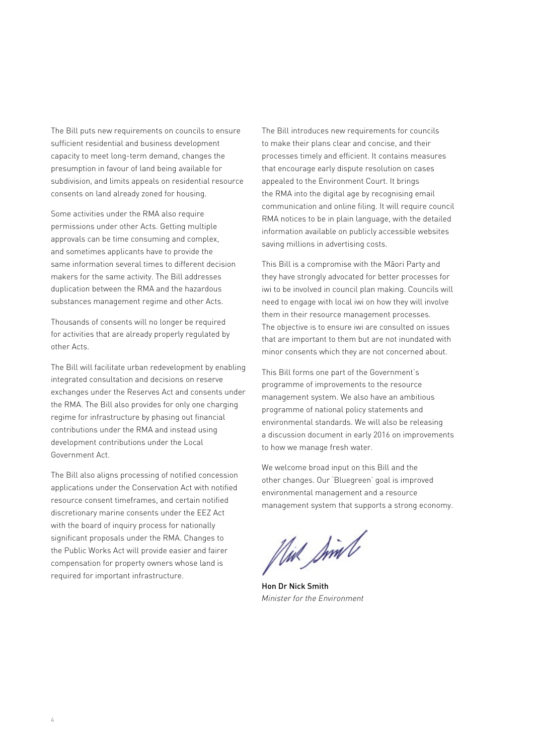The Bill puts new requirements on councils to ensure sufficient residential and business development capacity to meet long-term demand, changes the presumption in favour of land being available for subdivision, and limits appeals on residential resource consents on land already zoned for housing.

Some activities under the RMA also require permissions under other Acts. Getting multiple approvals can be time consuming and complex, and sometimes applicants have to provide the same information several times to different decision makers for the same activity. The Bill addresses duplication between the RMA and the hazardous substances management regime and other Acts.

Thousands of consents will no longer be required for activities that are already properly regulated by other Acts.

The Bill will facilitate urban redevelopment by enabling integrated consultation and decisions on reserve exchanges under the Reserves Act and consents under the RMA. The Bill also provides for only one charging regime for infrastructure by phasing out financial contributions under the RMA and instead using development contributions under the Local Government Act.

The Bill also aligns processing of notified concession applications under the Conservation Act with notified resource consent timeframes, and certain notified discretionary marine consents under the EEZ Act with the board of inquiry process for nationally significant proposals under the RMA. Changes to the Public Works Act will provide easier and fairer compensation for property owners whose land is required for important infrastructure.

The Bill introduces new requirements for councils to make their plans clear and concise, and their processes timely and efficient. It contains measures that encourage early dispute resolution on cases appealed to the Environment Court. It brings the RMA into the digital age by recognising email communication and online filing. It will require council RMA notices to be in plain language, with the detailed information available on publicly accessible websites saving millions in advertising costs.

This Bill is a compromise with the Māori Party and they have strongly advocated for better processes for iwi to be involved in council plan making. Councils will need to engage with local iwi on how they will involve them in their resource management processes. The objective is to ensure iwi are consulted on issues that are important to them but are not inundated with minor consents which they are not concerned about.

This Bill forms one part of the Government's programme of improvements to the resource management system. We also have an ambitious programme of national policy statements and environmental standards. We will also be releasing a discussion document in early 2016 on improvements to how we manage fresh water.

We welcome broad input on this Bill and the other changes. Our 'Bluegreen' goal is improved environmental management and a resource management system that supports a strong economy.

**Hon Dr Nick Smith**
*Minister for the Environment*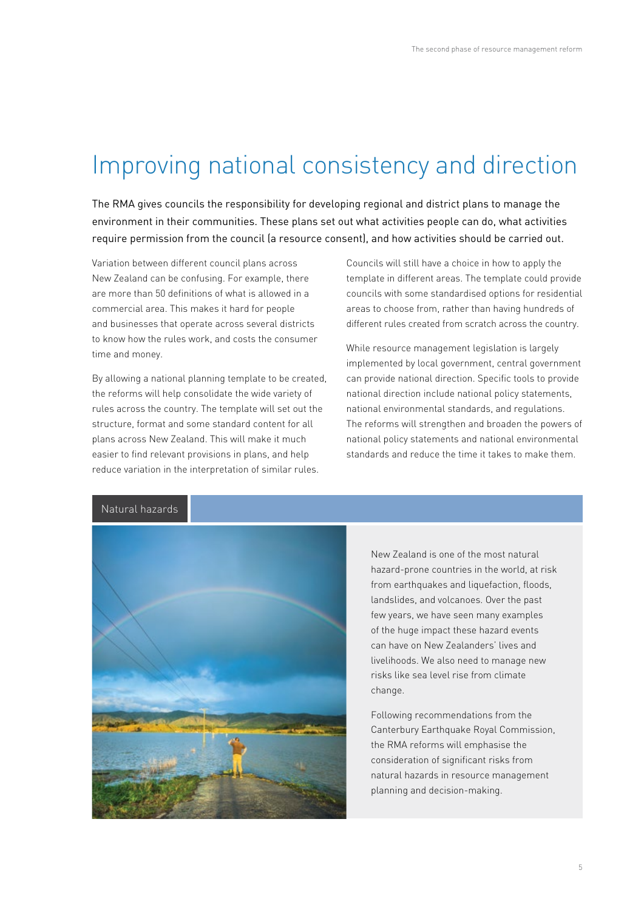# Improving national consistency and direction

The RMA gives councils the responsibility for developing regional and district plans to manage the environment in their communities. These plans set out what activities people can do, what activities require permission from the council (a resource consent), and how activities should be carried out.

Variation between different council plans across New Zealand can be confusing. For example, there are more than 50 definitions of what is allowed in a commercial area. This makes it hard for people and businesses that operate across several districts to know how the rules work, and costs the consumer time and money.

By allowing a national planning template to be created, the reforms will help consolidate the wide variety of rules across the country. The template will set out the structure, format and some standard content for all plans across New Zealand. This will make it much easier to find relevant provisions in plans, and help reduce variation in the interpretation of similar rules.

Councils will still have a choice in how to apply the template in different areas. The template could provide councils with some standardised options for residential areas to choose from, rather than having hundreds of different rules created from scratch across the country.

While resource management legislation is largely implemented by local government, central government can provide national direction. Specific tools to provide national direction include national policy statements, national environmental standards, and regulations. The reforms will strengthen and broaden the powers of national policy statements and national environmental standards and reduce the time it takes to make them.

## Natural hazards

New Zealand is one of the most natural hazard-prone countries in the world, at risk from earthquakes and liquefaction, floods, landslides, and volcanoes. Over the past few years, we have seen many examples of the huge impact these hazard events can have on New Zealanders' lives and livelihoods. We also need to manage new risks like sea level rise from climate change.

Following recommendations from the Canterbury Earthquake Royal Commission, the RMA reforms will emphasise the consideration of significant risks from natural hazards in resource management planning and decision-making.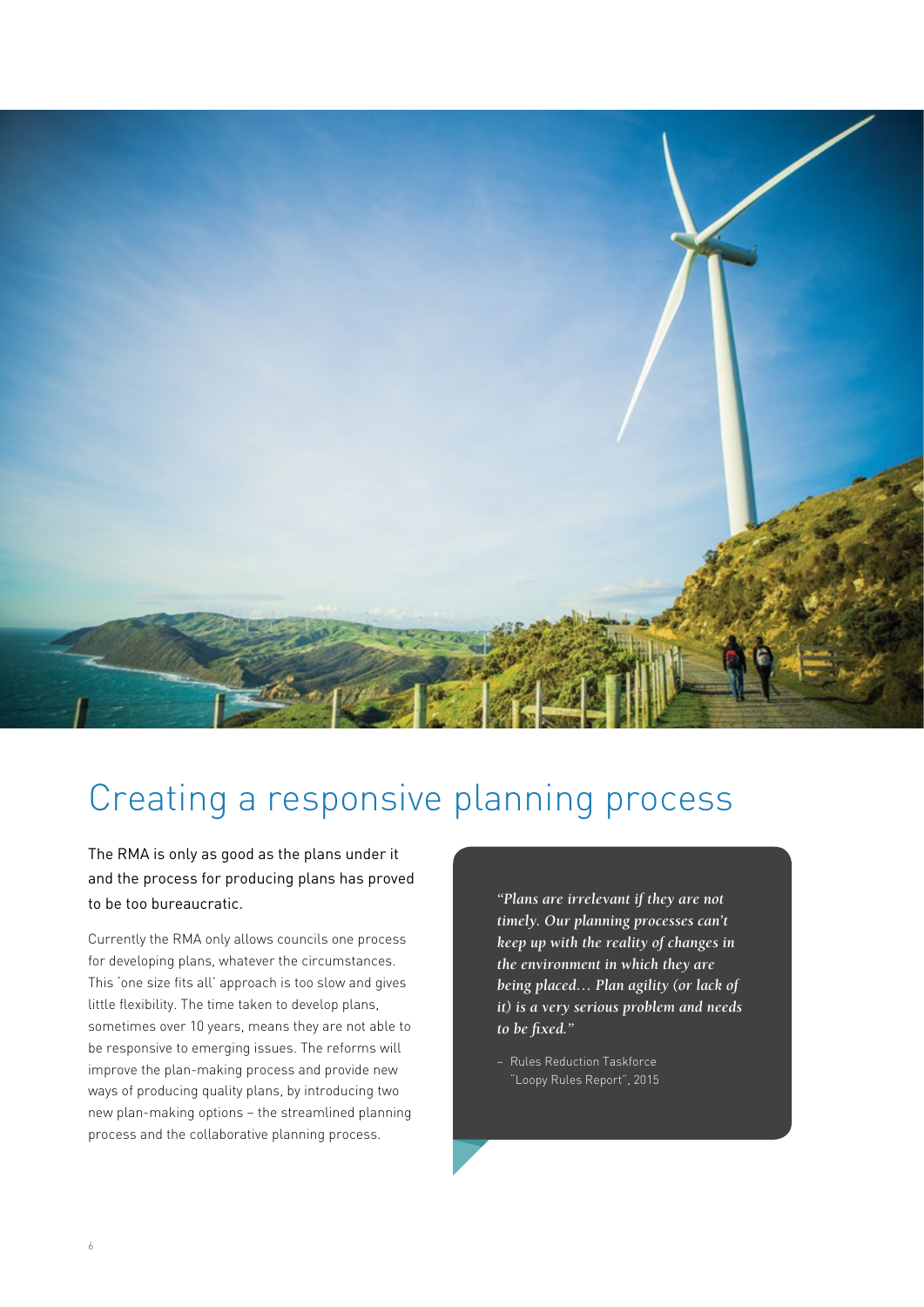# Creating a responsive planning process

The RMA is only as good as the plans under it and the process for producing plans has proved to be too bureaucratic.

Currently the RMA only allows councils one process for developing plans, whatever the circumstances. This 'one size fits all' approach is too slow and gives little flexibility. The time taken to develop plans, sometimes over 10 years, means they are not able to be responsive to emerging issues. The reforms will improve the plan-making process and provide new ways of producing quality plans, by introducing two new plan-making options – the streamlined planning process and the collaborative planning process.

> *"Plans are irrelevant if they are not timely. Our planning processes can't keep up with the reality of changes in the environment in which they are being placed… Plan agility (or lack of it) is a very serious problem and needs to be fixed."*
>
> – Rules Reduction Taskforce "Loopy Rules Report", 2015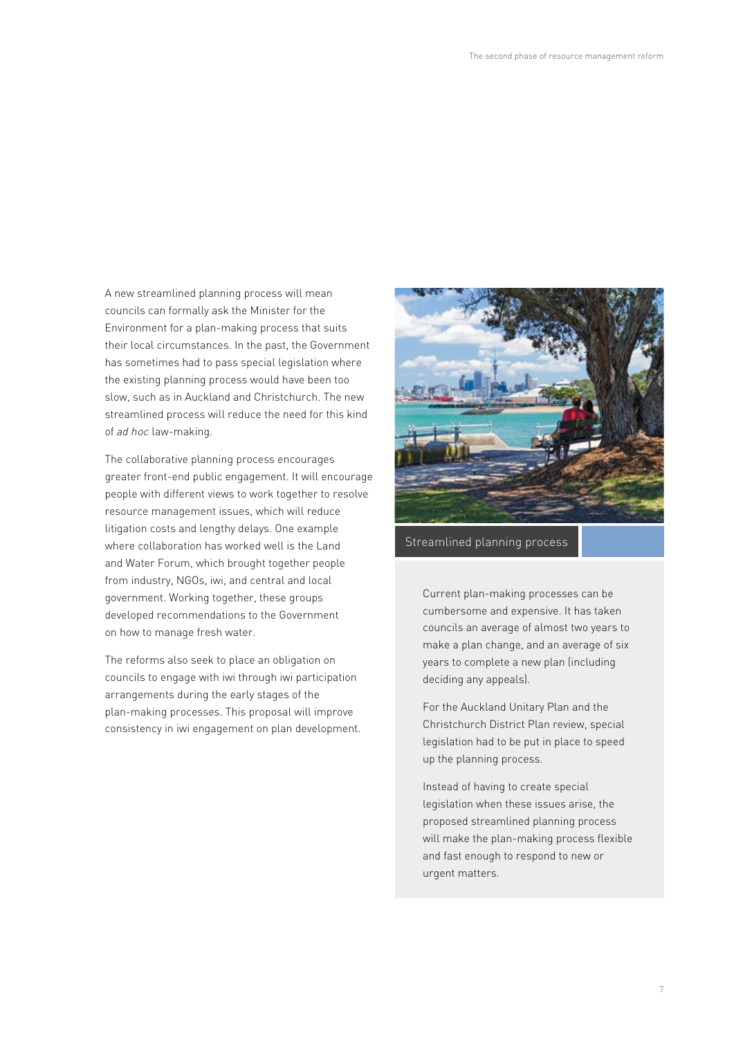A new streamlined planning process will mean councils can formally ask the Minister for the Environment for a plan-making process that suits their local circumstances. In the past, the Government has sometimes had to pass special legislation where the existing planning process would have been too slow, such as in Auckland and Christchurch. The new streamlined process will reduce the need for this kind of *ad hoc* law-making.

The collaborative planning process encourages greater front-end public engagement. It will encourage people with different views to work together to resolve resource management issues, which will reduce litigation costs and lengthy delays. One example where collaboration has worked well is the Land and Water Forum, which brought together people from industry, NGOs, iwi, and central and local government. Working together, these groups developed recommendations to the Government on how to manage fresh water.

The reforms also seek to place an obligation on councils to engage with iwi through iwi participation arrangements during the early stages of the plan-making processes. This proposal will improve consistency in iwi engagement on plan development.

## Streamlined planning process

Current plan-making processes can be cumbersome and expensive. It has taken councils an average of almost two years to make a plan change, and an average of six years to complete a new plan (including deciding any appeals).

For the Auckland Unitary Plan and the Christchurch District Plan review, special legislation had to be put in place to speed up the planning process.

Instead of having to create special legislation when these issues arise, the proposed streamlined planning process will make the plan-making process flexible and fast enough to respond to new or urgent matters.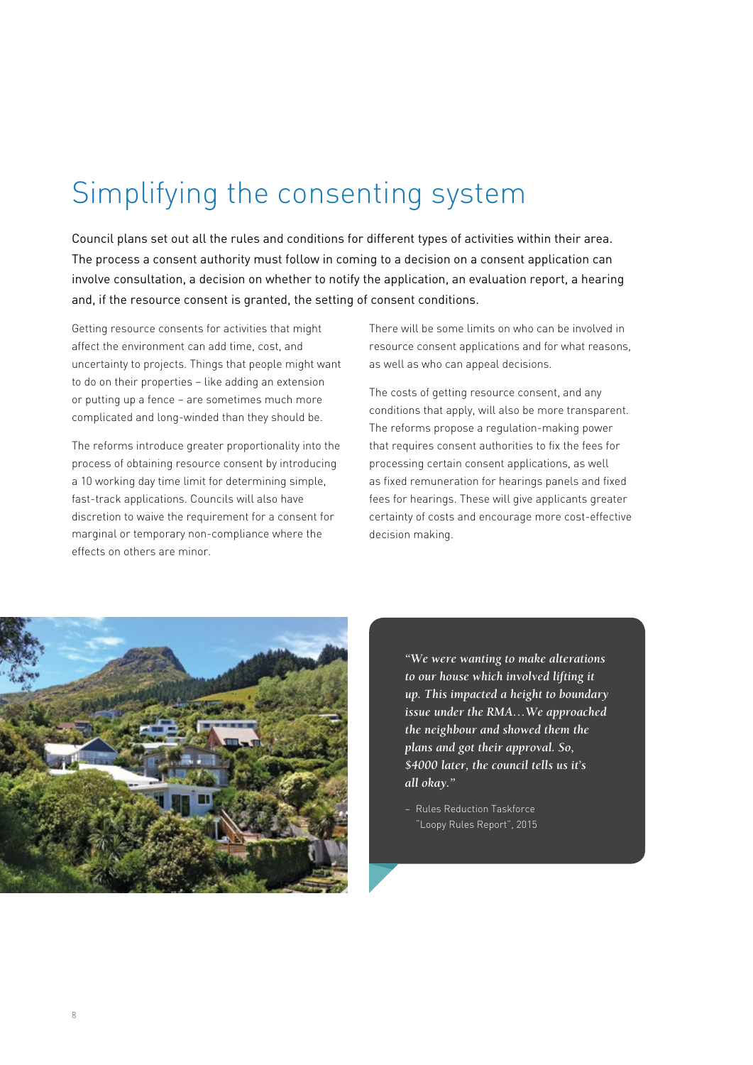# Simplifying the consenting system

Council plans set out all the rules and conditions for different types of activities within their area. The process a consent authority must follow in coming to a decision on a consent application can involve consultation, a decision on whether to notify the application, an evaluation report, a hearing and, if the resource consent is granted, the setting of consent conditions.

Getting resource consents for activities that might affect the environment can add time, cost, and uncertainty to projects. Things that people might want to do on their properties – like adding an extension or putting up a fence – are sometimes much more complicated and long-winded than they should be.

The reforms introduce greater proportionality into the process of obtaining resource consent by introducing a 10 working day time limit for determining simple, fast-track applications. Councils will also have discretion to waive the requirement for a consent for marginal or temporary non-compliance where the effects on others are minor.

There will be some limits on who can be involved in resource consent applications and for what reasons, as well as who can appeal decisions.

The costs of getting resource consent, and any conditions that apply, will also be more transparent. The reforms propose a regulation-making power that requires consent authorities to fix the fees for processing certain consent applications, as well as fixed remuneration for hearings panels and fixed fees for hearings. These will give applicants greater certainty of costs and encourage more cost-effective decision making.

> *"We were wanting to make alterations to our house which involved lifting it up. This impacted a height to boundary issue under the RMA…We approached the neighbour and showed them the plans and got their approval. So, $4000 later, the council tells us it's all okay."*
>
> – Rules Reduction Taskforce "Loopy Rules Report", 2015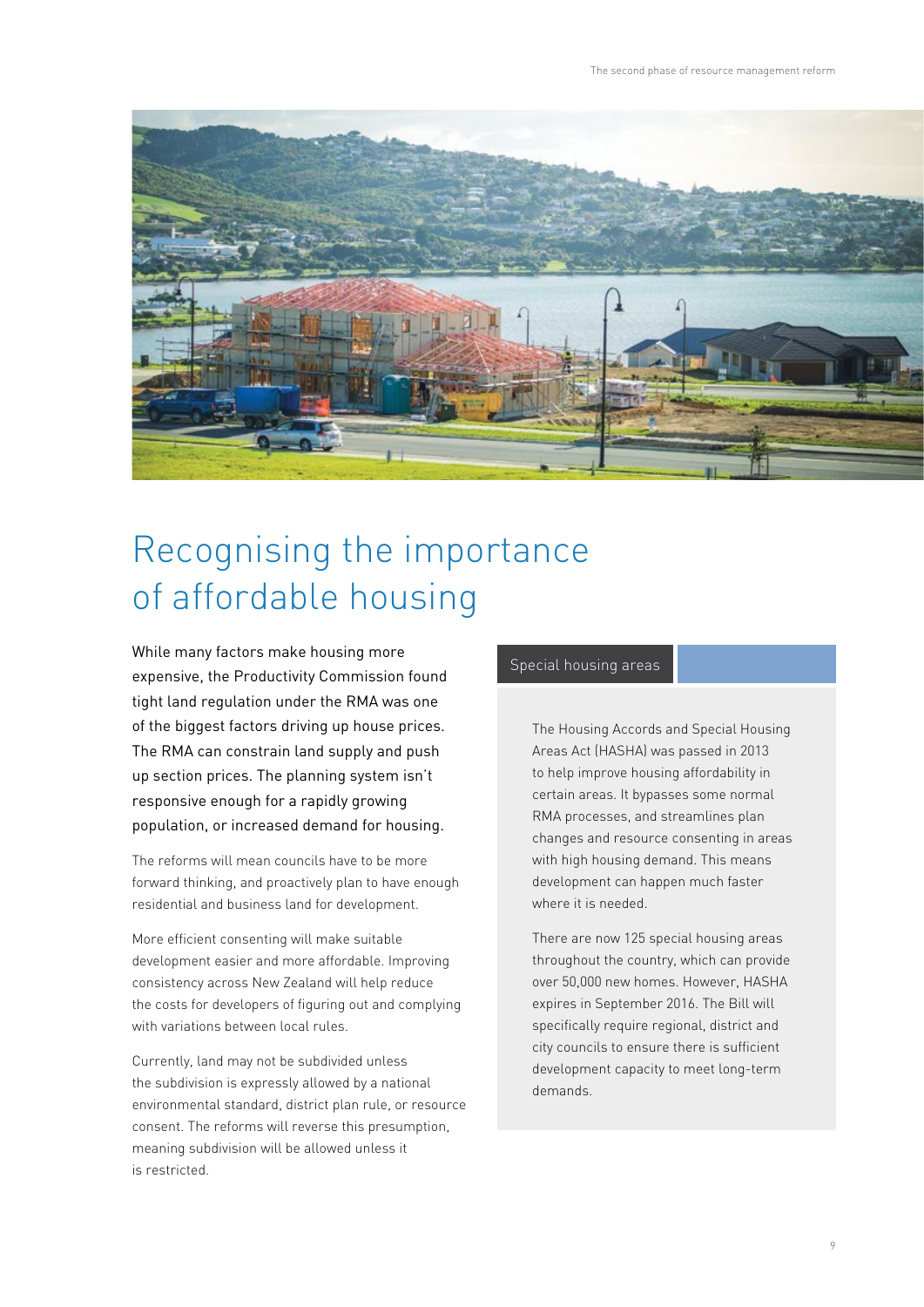# Recognising the importance of affordable housing

While many factors make housing more expensive, the Productivity Commission found tight land regulation under the RMA was one of the biggest factors driving up house prices. The RMA can constrain land supply and push up section prices. The planning system isn't responsive enough for a rapidly growing population, or increased demand for housing.

The reforms will mean councils have to be more forward thinking, and proactively plan to have enough residential and business land for development.

More efficient consenting will make suitable development easier and more affordable. Improving consistency across New Zealand will help reduce the costs for developers of figuring out and complying with variations between local rules.

Currently, land may not be subdivided unless the subdivision is expressly allowed by a national environmental standard, district plan rule, or resource consent. The reforms will reverse this presumption, meaning subdivision will be allowed unless it is restricted.

## Special housing areas

The Housing Accords and Special Housing Areas Act (HASHA) was passed in 2013 to help improve housing affordability in certain areas. It bypasses some normal RMA processes, and streamlines plan changes and resource consenting in areas with high housing demand. This means development can happen much faster where it is needed.

There are now 125 special housing areas throughout the country, which can provide over 50,000 new homes. However, HASHA expires in September 2016. The Bill will specifically require regional, district and city councils to ensure there is sufficient development capacity to meet long-term demands.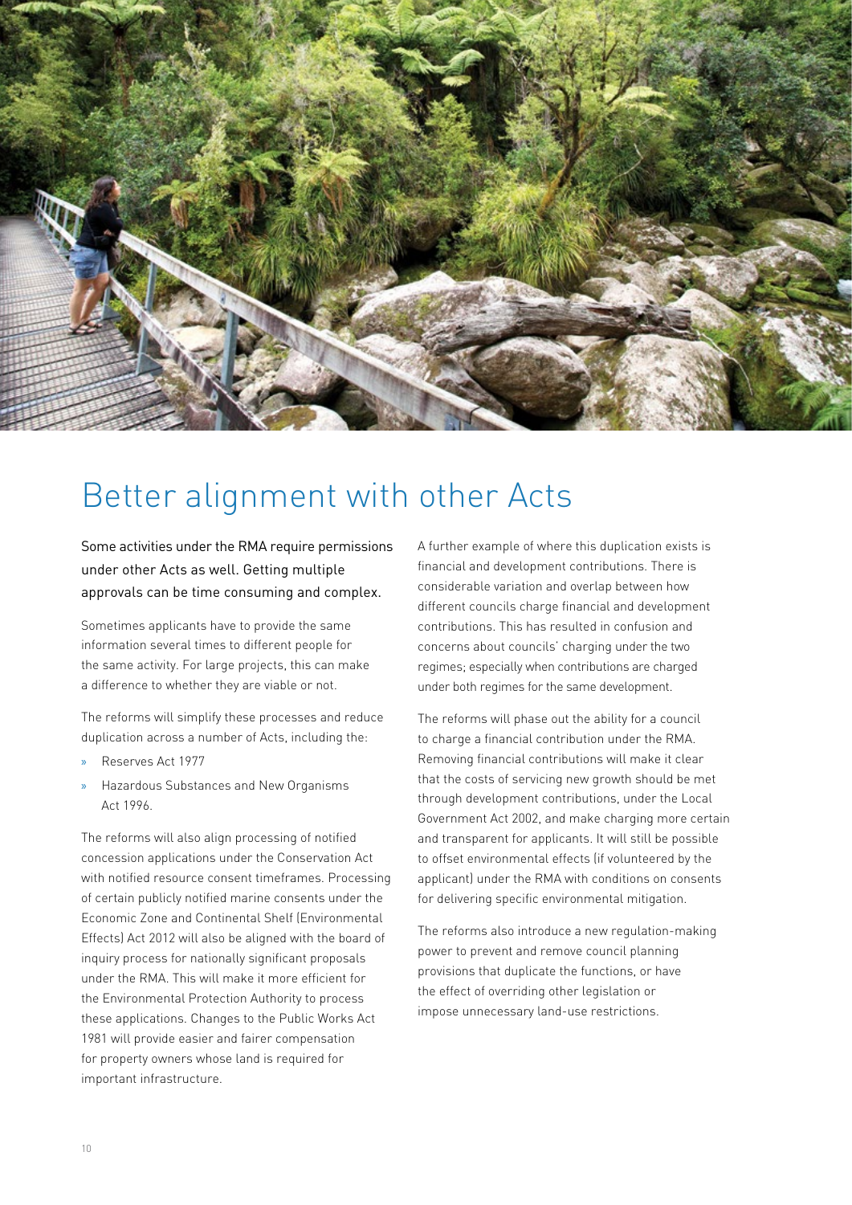# Better alignment with other Acts

Some activities under the RMA require permissions under other Acts as well. Getting multiple approvals can be time consuming and complex.

Sometimes applicants have to provide the same information several times to different people for the same activity. For large projects, this can make a difference to whether they are viable or not.

The reforms will simplify these processes and reduce duplication across a number of Acts, including the:

- Reserves Act 1977
- Hazardous Substances and New Organisms Act 1996.

The reforms will also align processing of notified concession applications under the Conservation Act with notified resource consent timeframes. Processing of certain publicly notified marine consents under the Economic Zone and Continental Shelf (Environmental Effects) Act 2012 will also be aligned with the board of inquiry process for nationally significant proposals under the RMA. This will make it more efficient for the Environmental Protection Authority to process these applications. Changes to the Public Works Act 1981 will provide easier and fairer compensation for property owners whose land is required for important infrastructure.

A further example of where this duplication exists is financial and development contributions. There is considerable variation and overlap between how different councils charge financial and development contributions. This has resulted in confusion and concerns about councils' charging under the two regimes; especially when contributions are charged under both regimes for the same development.

The reforms will phase out the ability for a council to charge a financial contribution under the RMA. Removing financial contributions will make it clear that the costs of servicing new growth should be met through development contributions, under the Local Government Act 2002, and make charging more certain and transparent for applicants. It will still be possible to offset environmental effects (if volunteered by the applicant) under the RMA with conditions on consents for delivering specific environmental mitigation.

The reforms also introduce a new regulation-making power to prevent and remove council planning provisions that duplicate the functions, or have the effect of overriding other legislation or impose unnecessary land-use restrictions.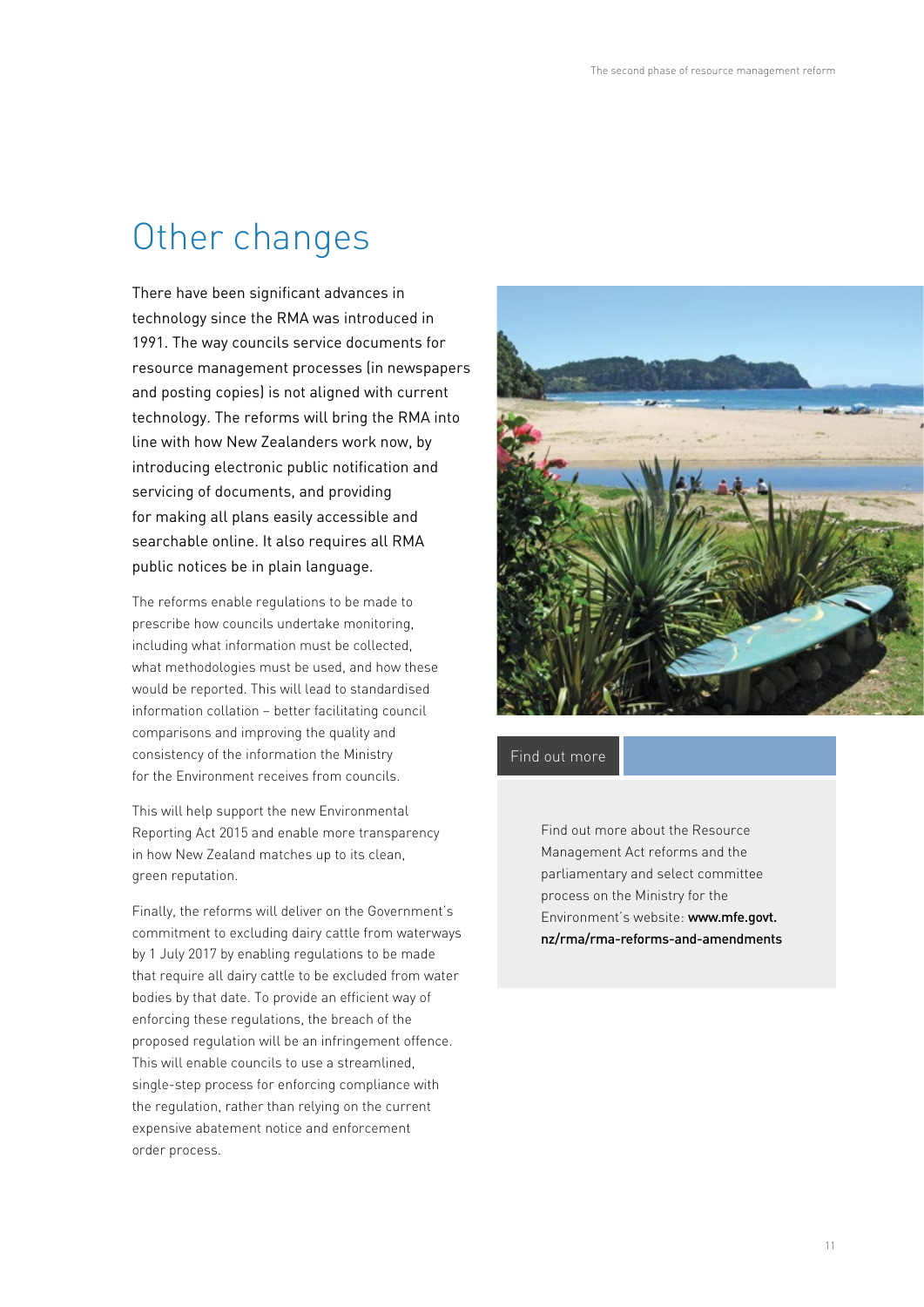# Other changes

There have been significant advances in technology since the RMA was introduced in 1991. The way councils service documents for resource management processes (in newspapers and posting copies) is not aligned with current technology. The reforms will bring the RMA into line with how New Zealanders work now, by introducing electronic public notification and servicing of documents, and providing for making all plans easily accessible and searchable online. It also requires all RMA public notices be in plain language.

The reforms enable regulations to be made to prescribe how councils undertake monitoring, including what information must be collected, what methodologies must be used, and how these would be reported. This will lead to standardised information collation – better facilitating council comparisons and improving the quality and consistency of the information the Ministry for the Environment receives from councils.

This will help support the new Environmental Reporting Act 2015 and enable more transparency in how New Zealand matches up to its clean, green reputation.

Finally, the reforms will deliver on the Government's commitment to excluding dairy cattle from waterways by 1 July 2017 by enabling regulations to be made that require all dairy cattle to be excluded from water bodies by that date. To provide an efficient way of enforcing these regulations, the breach of the proposed regulation will be an infringement offence. This will enable councils to use a streamlined, single-step process for enforcing compliance with the regulation, rather than relying on the current expensive abatement notice and enforcement order process.

## Find out more

Find out more about the Resource Management Act reforms and the parliamentary and select committee process on the Ministry for the Environment's website: **www.mfe.govt.nz/rma/rma-reforms-and-amendments**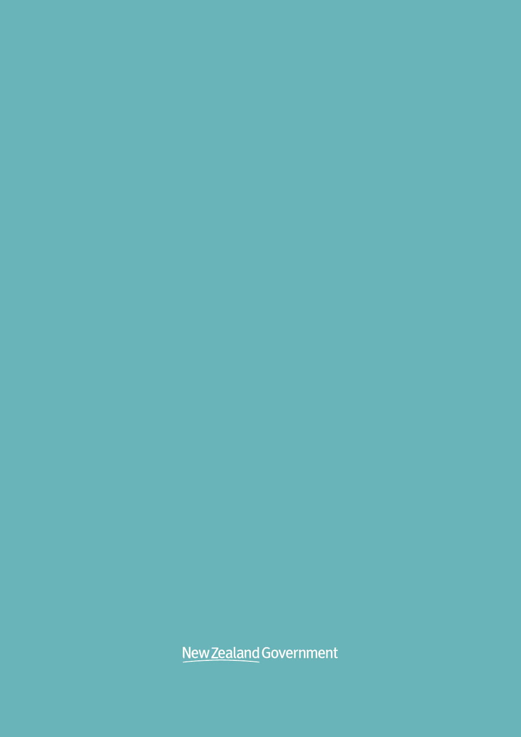New Zealand Government